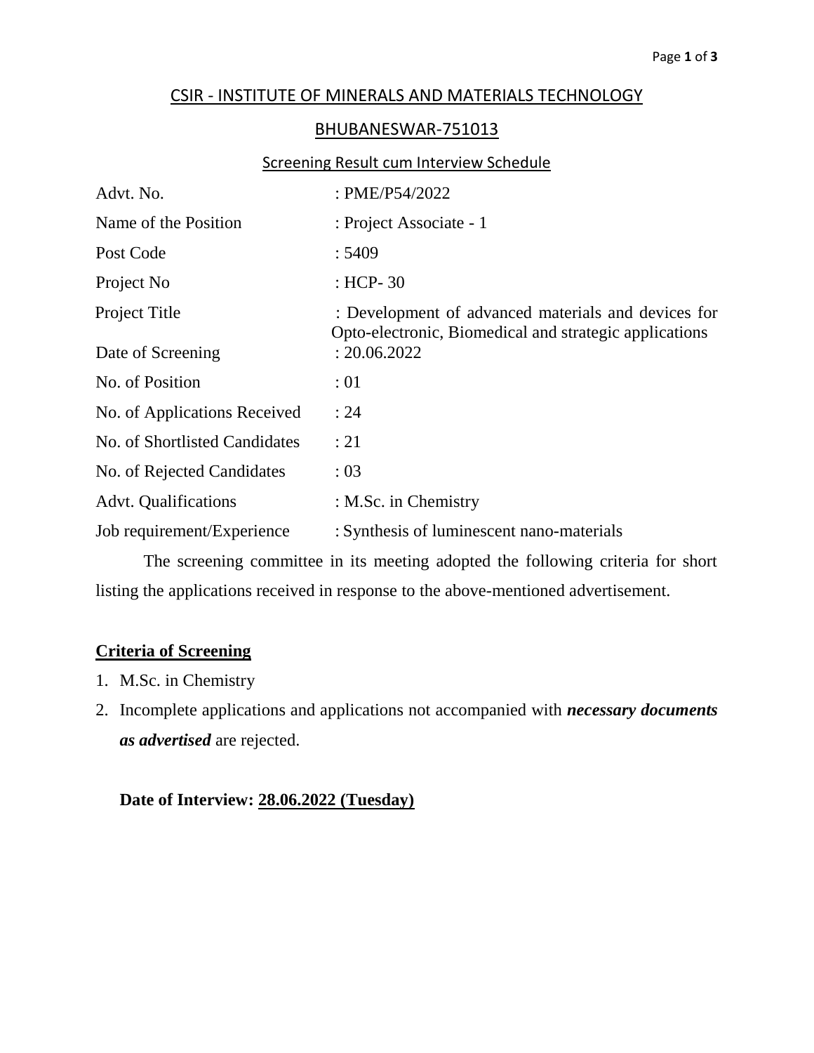# CSIR - INSTITUTE OF MINERALS AND MATERIALS TECHNOLOGY

## BHUBANESWAR-751013

### Screening Result cum Interview Schedule

| | |
|---|---|
| Advt. No. | : PME/P54/2022 |
| Name of the Position | : Project Associate - 1 |
| Post Code | : 5409 |
| Project No | : HCP- 30 |
| Project Title | : Development of advanced materials and devices for Opto-electronic, Biomedical and strategic applications |
| Date of Screening | : 20.06.2022 |
| No. of Position | : 01 |
| No. of Applications Received | : 24 |
| No. of Shortlisted Candidates | : 21 |
| No. of Rejected Candidates | : 03 |
| Advt. Qualifications | : M.Sc. in Chemistry |
| Job requirement/Experience | : Synthesis of luminescent nano-materials |

The screening committee in its meeting adopted the following criteria for short listing the applications received in response to the above-mentioned advertisement.

**Criteria of Screening**

1. M.Sc. in Chemistry
2. Incomplete applications and applications not accompanied with ***necessary documents as advertised*** are rejected.

**Date of Interview: 28.06.2022 (Tuesday)**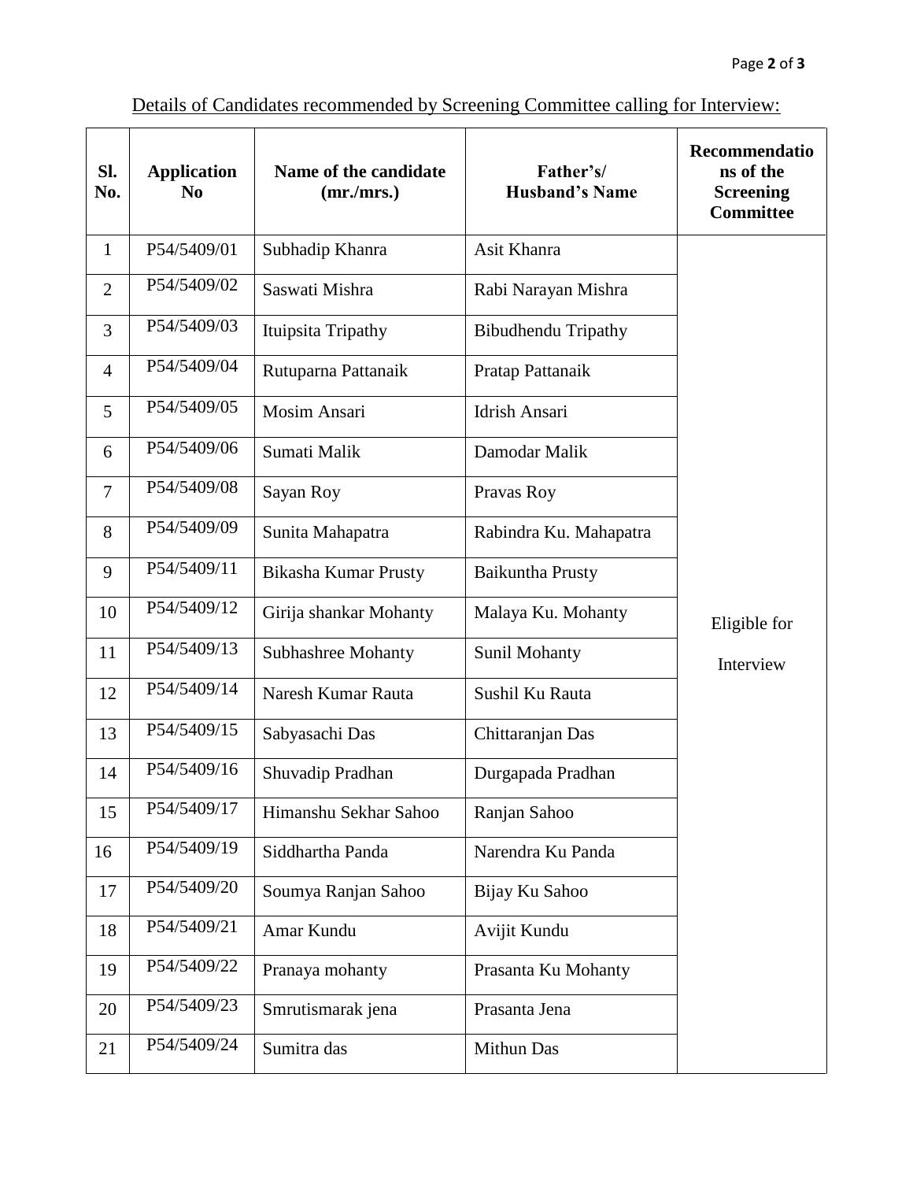Details of Candidates recommended by Screening Committee calling for Interview:

| Sl. No. | Application No | Name of the candidate (mr./mrs.) | Father's/ Husband's Name | Recommendations of the Screening Committee |
|---|---|---|---|---|
| 1 | P54/5409/01 | Subhadip Khanra | Asit Khanra | Eligible for Interview |
| 2 | P54/5409/02 | Saswati Mishra | Rabi Narayan Mishra | |
| 3 | P54/5409/03 | Ituipsita Tripathy | Bibudhendu Tripathy | |
| 4 | P54/5409/04 | Rutuparna Pattanaik | Pratap Pattanaik | |
| 5 | P54/5409/05 | Mosim Ansari | Idrish Ansari | |
| 6 | P54/5409/06 | Sumati Malik | Damodar Malik | |
| 7 | P54/5409/08 | Sayan Roy | Pravas Roy | |
| 8 | P54/5409/09 | Sunita Mahapatra | Rabindra Ku. Mahapatra | |
| 9 | P54/5409/11 | Bikasha Kumar Prusty | Baikuntha Prusty | |
| 10 | P54/5409/12 | Girija shankar Mohanty | Malaya Ku. Mohanty | |
| 11 | P54/5409/13 | Subhashree Mohanty | Sunil Mohanty | |
| 12 | P54/5409/14 | Naresh Kumar Rauta | Sushil Ku Rauta | |
| 13 | P54/5409/15 | Sabyasachi Das | Chittaranjan Das | |
| 14 | P54/5409/16 | Shuvadip Pradhan | Durgapada Pradhan | |
| 15 | P54/5409/17 | Himanshu Sekhar Sahoo | Ranjan Sahoo | |
| 16 | P54/5409/19 | Siddhartha Panda | Narendra Ku Panda | |
| 17 | P54/5409/20 | Soumya Ranjan Sahoo | Bijay Ku Sahoo | |
| 18 | P54/5409/21 | Amar Kundu | Avijit Kundu | |
| 19 | P54/5409/22 | Pranaya mohanty | Prasanta Ku Mohanty | |
| 20 | P54/5409/23 | Smrutismarak jena | Prasanta Jena | |
| 21 | P54/5409/24 | Sumitra das | Mithun Das | |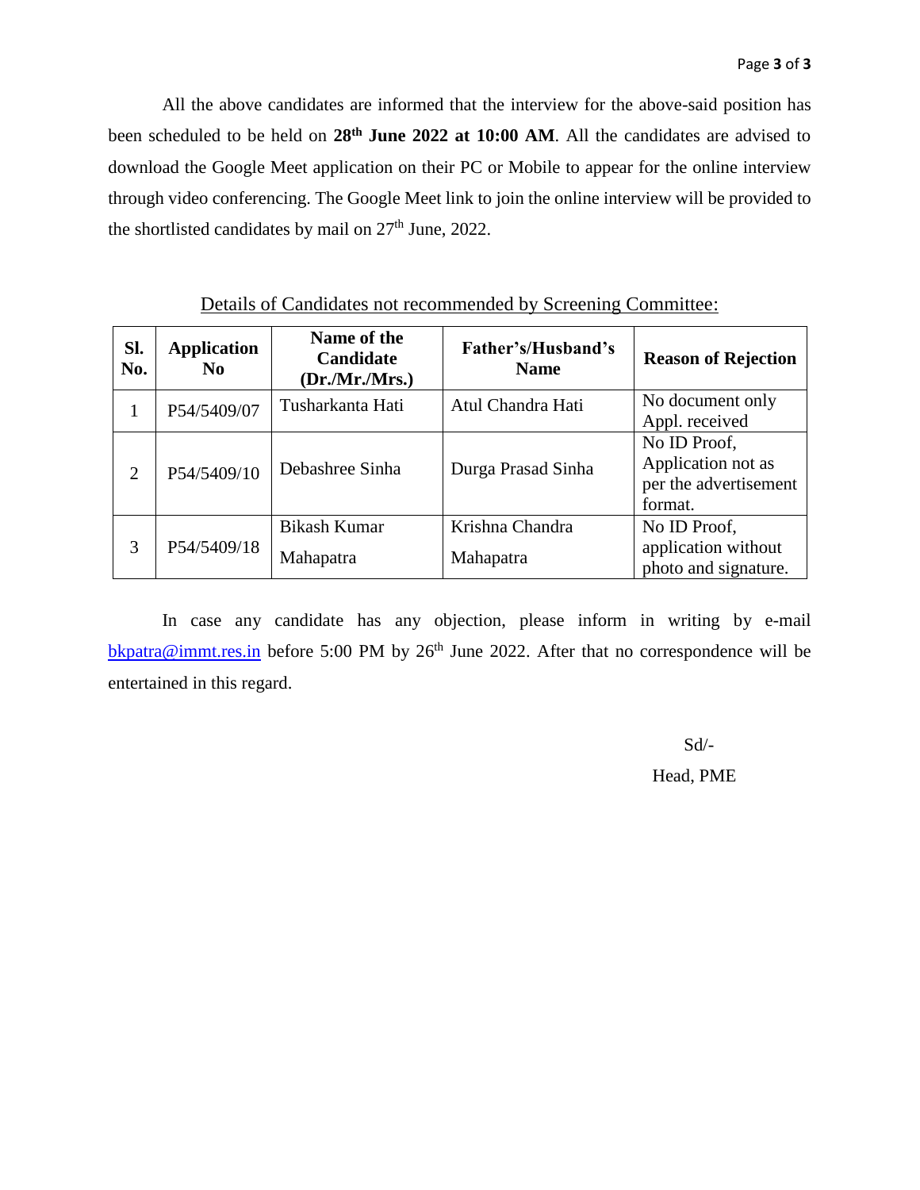All the above candidates are informed that the interview for the above-said position has been scheduled to be held on **28th June 2022 at 10:00 AM**. All the candidates are advised to download the Google Meet application on their PC or Mobile to appear for the online interview through video conferencing. The Google Meet link to join the online interview will be provided to the shortlisted candidates by mail on 27th June, 2022.

Details of Candidates not recommended by Screening Committee:

| Sl. No. | Application No | Name of the Candidate (Dr./Mr./Mrs.) | Father's/Husband's Name | Reason of Rejection |
|---|---|---|---|---|
| 1 | P54/5409/07 | Tusharkanta Hati | Atul Chandra Hati | No document only Appl. received |
| 2 | P54/5409/10 | Debashree Sinha | Durga Prasad Sinha | No ID Proof, Application not as per the advertisement format. |
| 3 | P54/5409/18 | Bikash Kumar Mahapatra | Krishna Chandra Mahapatra | No ID Proof, application without photo and signature. |

In case any candidate has any objection, please inform in writing by e-mail bkpatra@immt.res.in before 5:00 PM by 26th June 2022. After that no correspondence will be entertained in this regard.

Sd/-

Head, PME